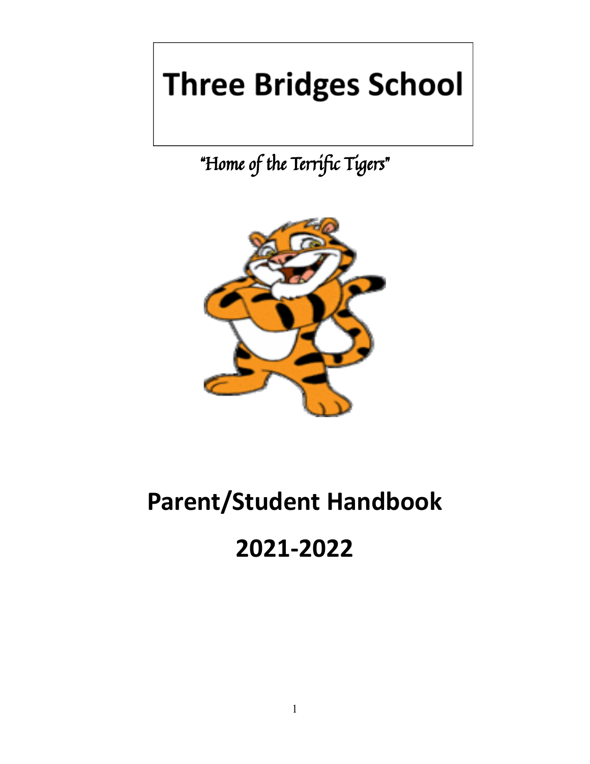# Three Bridges School

*"Home of the Terrific Tigers"*

# Parent/Student Handbook

# 2021-2022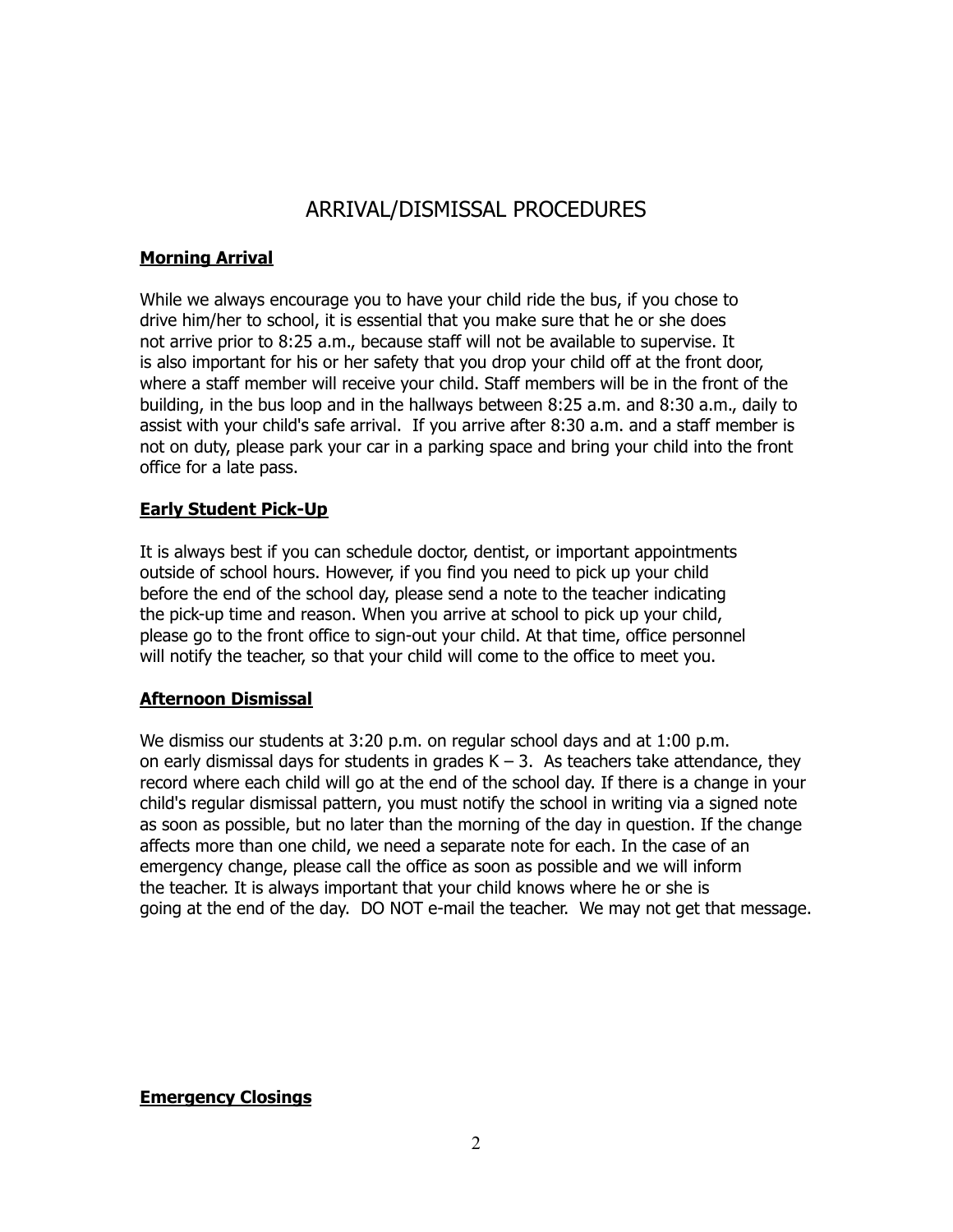# ARRIVAL/DISMISSAL PROCEDURES

**Morning Arrival**

While we always encourage you to have your child ride the bus, if you chose to drive him/her to school, it is essential that you make sure that he or she does not arrive prior to 8:25 a.m., because staff will not be available to supervise. It is also important for his or her safety that you drop your child off at the front door, where a staff member will receive your child. Staff members will be in the front of the building, in the bus loop and in the hallways between 8:25 a.m. and 8:30 a.m., daily to assist with your child's safe arrival. If you arrive after 8:30 a.m. and a staff member is not on duty, please park your car in a parking space and bring your child into the front office for a late pass.

**Early Student Pick-Up**

It is always best if you can schedule doctor, dentist, or important appointments outside of school hours. However, if you find you need to pick up your child before the end of the school day, please send a note to the teacher indicating the pick-up time and reason. When you arrive at school to pick up your child, please go to the front office to sign-out your child. At that time, office personnel will notify the teacher, so that your child will come to the office to meet you.

**Afternoon Dismissal**

We dismiss our students at 3:20 p.m. on regular school days and at 1:00 p.m. on early dismissal days for students in grades K – 3. As teachers take attendance, they record where each child will go at the end of the school day. If there is a change in your child's regular dismissal pattern, you must notify the school in writing via a signed note as soon as possible, but no later than the morning of the day in question. If the change affects more than one child, we need a separate note for each. In the case of an emergency change, please call the office as soon as possible and we will inform the teacher. It is always important that your child knows where he or she is going at the end of the day. DO NOT e-mail the teacher. We may not get that message.

**Emergency Closings**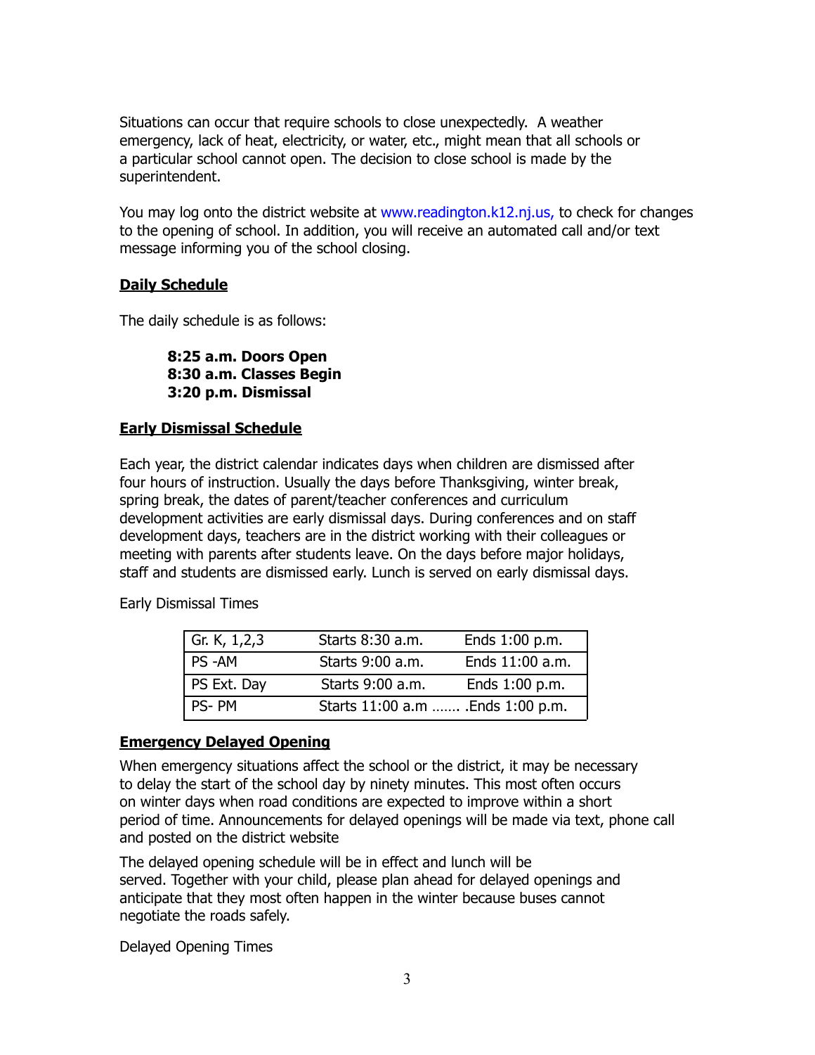Situations can occur that require schools to close unexpectedly. A weather emergency, lack of heat, electricity, or water, etc., might mean that all schools or a particular school cannot open. The decision to close school is made by the superintendent.

You may log onto the district website at www.readington.k12.nj.us, to check for changes to the opening of school. In addition, you will receive an automated call and/or text message informing you of the school closing.

## Daily Schedule

The daily schedule is as follows:

**8:25 a.m. Doors Open**
**8:30 a.m. Classes Begin**
**3:20 p.m. Dismissal**

## Early Dismissal Schedule

Each year, the district calendar indicates days when children are dismissed after four hours of instruction. Usually the days before Thanksgiving, winter break, spring break, the dates of parent/teacher conferences and curriculum development activities are early dismissal days. During conferences and on staff development days, teachers are in the district working with their colleagues or meeting with parents after students leave. On the days before major holidays, staff and students are dismissed early. Lunch is served on early dismissal days.

Early Dismissal Times

| | | |
|---|---|---|
| Gr. K, 1,2,3 | Starts 8:30 a.m. | Ends 1:00 p.m. |
| PS -AM | Starts 9:00 a.m. | Ends 11:00 a.m. |
| PS Ext. Day | Starts 9:00 a.m. | Ends 1:00 p.m. |
| PS- PM | Starts 11:00 a.m ……. .Ends 1:00 p.m. | |

## Emergency Delayed Opening

When emergency situations affect the school or the district, it may be necessary to delay the start of the school day by ninety minutes. This most often occurs on winter days when road conditions are expected to improve within a short period of time. Announcements for delayed openings will be made via text, phone call and posted on the district website

The delayed opening schedule will be in effect and lunch will be served. Together with your child, please plan ahead for delayed openings and anticipate that they most often happen in the winter because buses cannot negotiate the roads safely.

Delayed Opening Times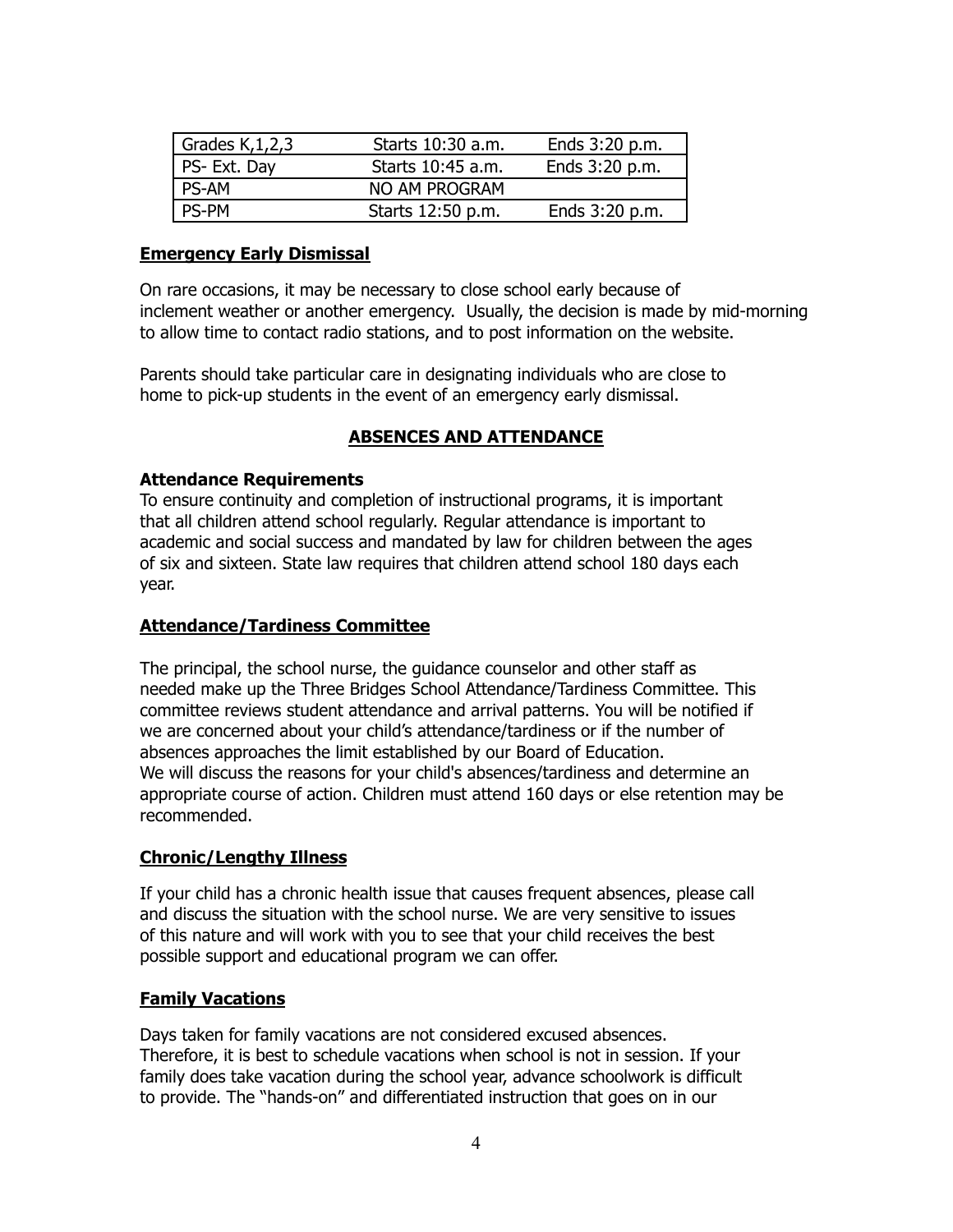| Grades K,1,2,3 | Starts 10:30 a.m. | Ends 3:20 p.m. |
|---|---|---|
| PS- Ext. Day | Starts 10:45 a.m. | Ends 3:20 p.m. |
| PS-AM | NO AM PROGRAM | |
| PS-PM | Starts 12:50 p.m. | Ends 3:20 p.m. |

### Emergency Early Dismissal

On rare occasions, it may be necessary to close school early because of inclement weather or another emergency. Usually, the decision is made by mid-morning to allow time to contact radio stations, and to post information on the website.

Parents should take particular care in designating individuals who are close to home to pick-up students in the event of an emergency early dismissal.

## ABSENCES AND ATTENDANCE

### Attendance Requirements

To ensure continuity and completion of instructional programs, it is important that all children attend school regularly. Regular attendance is important to academic and social success and mandated by law for children between the ages of six and sixteen. State law requires that children attend school 180 days each year.

### Attendance/Tardiness Committee

The principal, the school nurse, the guidance counselor and other staff as needed make up the Three Bridges School Attendance/Tardiness Committee. This committee reviews student attendance and arrival patterns. You will be notified if we are concerned about your child's attendance/tardiness or if the number of absences approaches the limit established by our Board of Education. We will discuss the reasons for your child's absences/tardiness and determine an appropriate course of action. Children must attend 160 days or else retention may be recommended.

### Chronic/Lengthy Illness

If your child has a chronic health issue that causes frequent absences, please call and discuss the situation with the school nurse. We are very sensitive to issues of this nature and will work with you to see that your child receives the best possible support and educational program we can offer.

### Family Vacations

Days taken for family vacations are not considered excused absences. Therefore, it is best to schedule vacations when school is not in session. If your family does take vacation during the school year, advance schoolwork is difficult to provide. The "hands-on" and differentiated instruction that goes on in our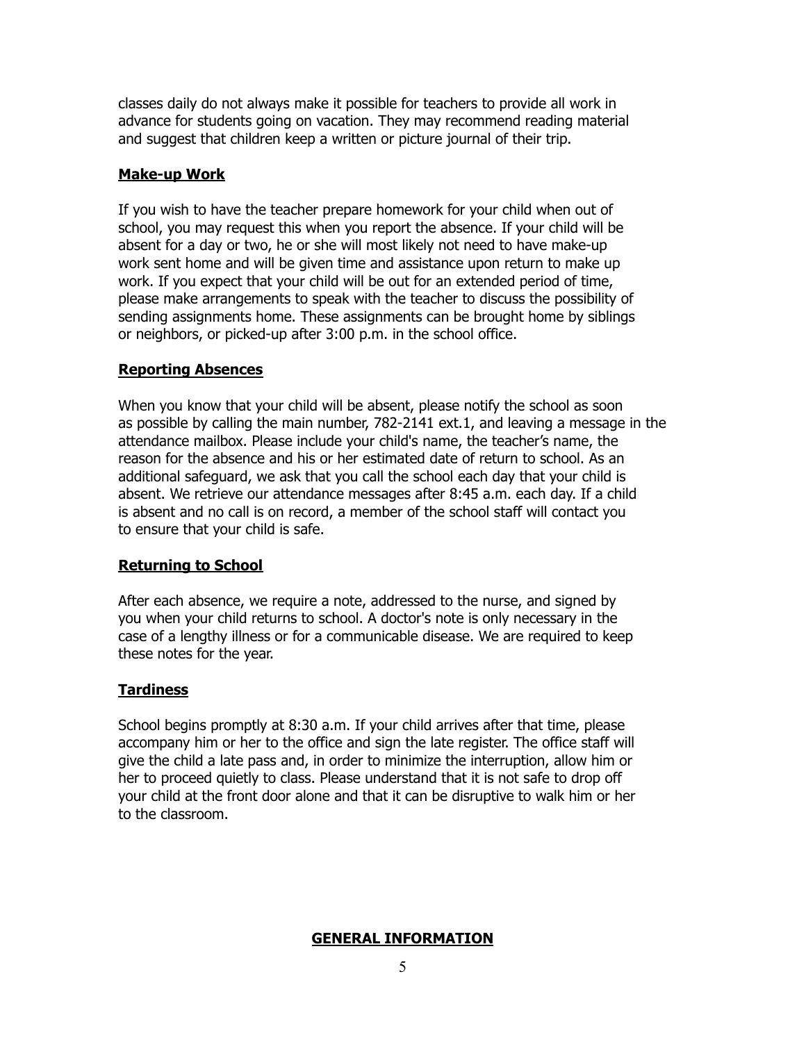classes daily do not always make it possible for teachers to provide all work in advance for students going on vacation. They may recommend reading material and suggest that children keep a written or picture journal of their trip.

## Make-up Work

If you wish to have the teacher prepare homework for your child when out of school, you may request this when you report the absence. If your child will be absent for a day or two, he or she will most likely not need to have make-up work sent home and will be given time and assistance upon return to make up work. If you expect that your child will be out for an extended period of time, please make arrangements to speak with the teacher to discuss the possibility of sending assignments home. These assignments can be brought home by siblings or neighbors, or picked-up after 3:00 p.m. in the school office.

## Reporting Absences

When you know that your child will be absent, please notify the school as soon as possible by calling the main number, 782-2141 ext.1, and leaving a message in the attendance mailbox. Please include your child's name, the teacher's name, the reason for the absence and his or her estimated date of return to school. As an additional safeguard, we ask that you call the school each day that your child is absent. We retrieve our attendance messages after 8:45 a.m. each day. If a child is absent and no call is on record, a member of the school staff will contact you to ensure that your child is safe.

## Returning to School

After each absence, we require a note, addressed to the nurse, and signed by you when your child returns to school. A doctor's note is only necessary in the case of a lengthy illness or for a communicable disease. We are required to keep these notes for the year.

## Tardiness

School begins promptly at 8:30 a.m. If your child arrives after that time, please accompany him or her to the office and sign the late register. The office staff will give the child a late pass and, in order to minimize the interruption, allow him or her to proceed quietly to class. Please understand that it is not safe to drop off your child at the front door alone and that it can be disruptive to walk him or her to the classroom.

# GENERAL INFORMATION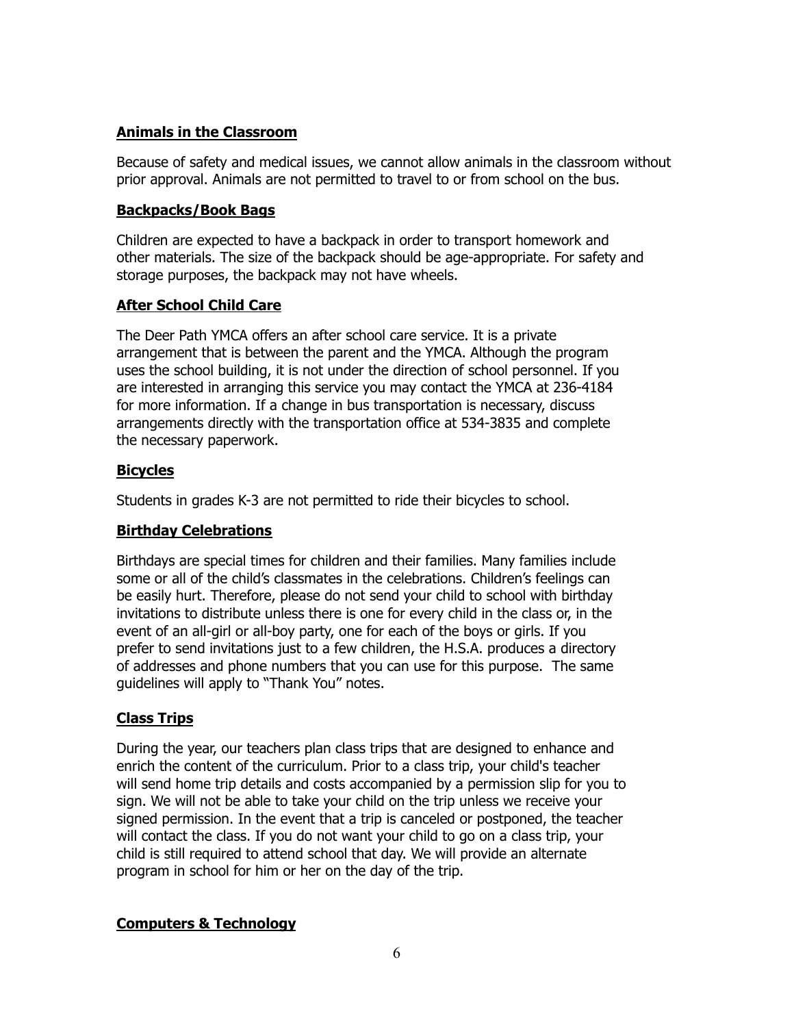## Animals in the Classroom

Because of safety and medical issues, we cannot allow animals in the classroom without prior approval. Animals are not permitted to travel to or from school on the bus.

## Backpacks/Book Bags

Children are expected to have a backpack in order to transport homework and other materials. The size of the backpack should be age-appropriate. For safety and storage purposes, the backpack may not have wheels.

## After School Child Care

The Deer Path YMCA offers an after school care service. It is a private arrangement that is between the parent and the YMCA. Although the program uses the school building, it is not under the direction of school personnel. If you are interested in arranging this service you may contact the YMCA at 236-4184 for more information. If a change in bus transportation is necessary, discuss arrangements directly with the transportation office at 534-3835 and complete the necessary paperwork.

## Bicycles

Students in grades K-3 are not permitted to ride their bicycles to school.

## Birthday Celebrations

Birthdays are special times for children and their families. Many families include some or all of the child's classmates in the celebrations. Children's feelings can be easily hurt. Therefore, please do not send your child to school with birthday invitations to distribute unless there is one for every child in the class or, in the event of an all-girl or all-boy party, one for each of the boys or girls. If you prefer to send invitations just to a few children, the H.S.A. produces a directory of addresses and phone numbers that you can use for this purpose. The same guidelines will apply to "Thank You" notes.

## Class Trips

During the year, our teachers plan class trips that are designed to enhance and enrich the content of the curriculum. Prior to a class trip, your child's teacher will send home trip details and costs accompanied by a permission slip for you to sign. We will not be able to take your child on the trip unless we receive your signed permission. In the event that a trip is canceled or postponed, the teacher will contact the class. If you do not want your child to go on a class trip, your child is still required to attend school that day. We will provide an alternate program in school for him or her on the day of the trip.

## Computers & Technology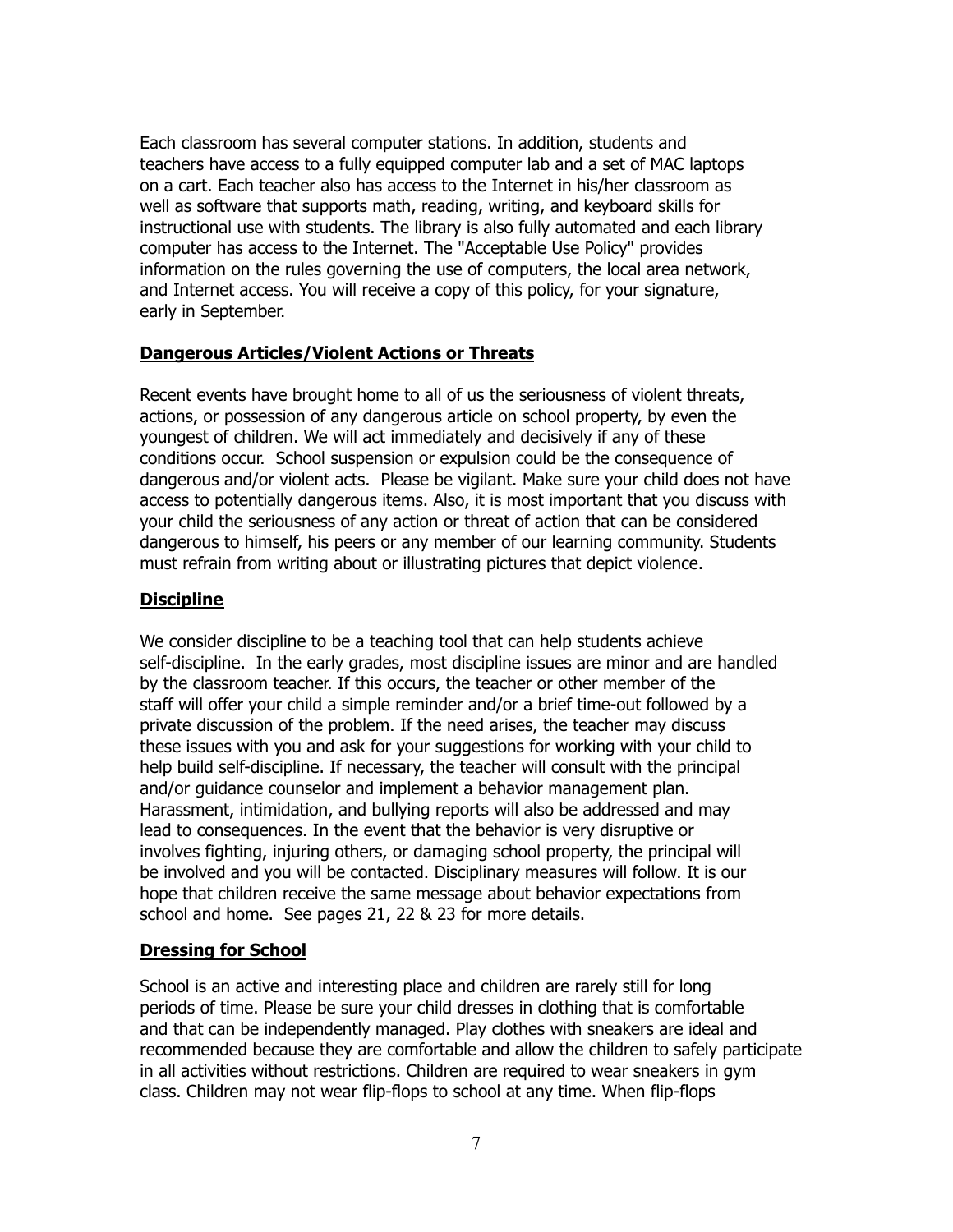Each classroom has several computer stations. In addition, students and teachers have access to a fully equipped computer lab and a set of MAC laptops on a cart. Each teacher also has access to the Internet in his/her classroom as well as software that supports math, reading, writing, and keyboard skills for instructional use with students. The library is also fully automated and each library computer has access to the Internet. The "Acceptable Use Policy" provides information on the rules governing the use of computers, the local area network, and Internet access. You will receive a copy of this policy, for your signature, early in September.

## Dangerous Articles/Violent Actions or Threats

Recent events have brought home to all of us the seriousness of violent threats, actions, or possession of any dangerous article on school property, by even the youngest of children. We will act immediately and decisively if any of these conditions occur. School suspension or expulsion could be the consequence of dangerous and/or violent acts. Please be vigilant. Make sure your child does not have access to potentially dangerous items. Also, it is most important that you discuss with your child the seriousness of any action or threat of action that can be considered dangerous to himself, his peers or any member of our learning community. Students must refrain from writing about or illustrating pictures that depict violence.

## Discipline

We consider discipline to be a teaching tool that can help students achieve self-discipline. In the early grades, most discipline issues are minor and are handled by the classroom teacher. If this occurs, the teacher or other member of the staff will offer your child a simple reminder and/or a brief time-out followed by a private discussion of the problem. If the need arises, the teacher may discuss these issues with you and ask for your suggestions for working with your child to help build self-discipline. If necessary, the teacher will consult with the principal and/or guidance counselor and implement a behavior management plan. Harassment, intimidation, and bullying reports will also be addressed and may lead to consequences. In the event that the behavior is very disruptive or involves fighting, injuring others, or damaging school property, the principal will be involved and you will be contacted. Disciplinary measures will follow. It is our hope that children receive the same message about behavior expectations from school and home. See pages 21, 22 & 23 for more details.

## Dressing for School

School is an active and interesting place and children are rarely still for long periods of time. Please be sure your child dresses in clothing that is comfortable and that can be independently managed. Play clothes with sneakers are ideal and recommended because they are comfortable and allow the children to safely participate in all activities without restrictions. Children are required to wear sneakers in gym class. Children may not wear flip-flops to school at any time. When flip-flops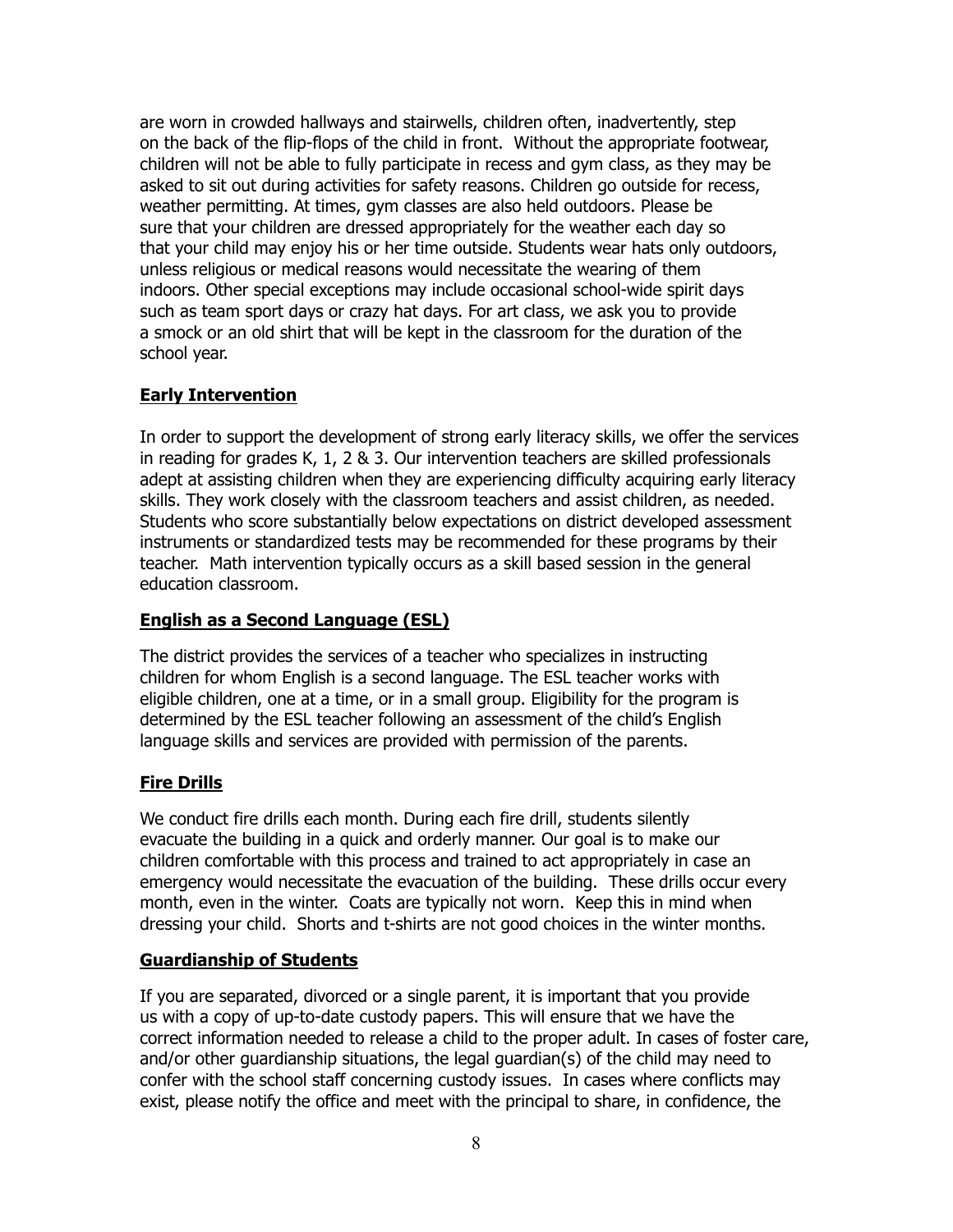are worn in crowded hallways and stairwells, children often, inadvertently, step on the back of the flip-flops of the child in front. Without the appropriate footwear, children will not be able to fully participate in recess and gym class, as they may be asked to sit out during activities for safety reasons. Children go outside for recess, weather permitting. At times, gym classes are also held outdoors. Please be sure that your children are dressed appropriately for the weather each day so that your child may enjoy his or her time outside. Students wear hats only outdoors, unless religious or medical reasons would necessitate the wearing of them indoors. Other special exceptions may include occasional school-wide spirit days such as team sport days or crazy hat days. For art class, we ask you to provide a smock or an old shirt that will be kept in the classroom for the duration of the school year.

## **Early Intervention**

In order to support the development of strong early literacy skills, we offer the services in reading for grades K, 1, 2 & 3. Our intervention teachers are skilled professionals adept at assisting children when they are experiencing difficulty acquiring early literacy skills. They work closely with the classroom teachers and assist children, as needed. Students who score substantially below expectations on district developed assessment instruments or standardized tests may be recommended for these programs by their teacher. Math intervention typically occurs as a skill based session in the general education classroom.

## **English as a Second Language (ESL)**

The district provides the services of a teacher who specializes in instructing children for whom English is a second language. The ESL teacher works with eligible children, one at a time, or in a small group. Eligibility for the program is determined by the ESL teacher following an assessment of the child's English language skills and services are provided with permission of the parents.

## **Fire Drills**

We conduct fire drills each month. During each fire drill, students silently evacuate the building in a quick and orderly manner. Our goal is to make our children comfortable with this process and trained to act appropriately in case an emergency would necessitate the evacuation of the building. These drills occur every month, even in the winter. Coats are typically not worn. Keep this in mind when dressing your child. Shorts and t-shirts are not good choices in the winter months.

## **Guardianship of Students**

If you are separated, divorced or a single parent, it is important that you provide us with a copy of up-to-date custody papers. This will ensure that we have the correct information needed to release a child to the proper adult. In cases of foster care, and/or other guardianship situations, the legal guardian(s) of the child may need to confer with the school staff concerning custody issues. In cases where conflicts may exist, please notify the office and meet with the principal to share, in confidence, the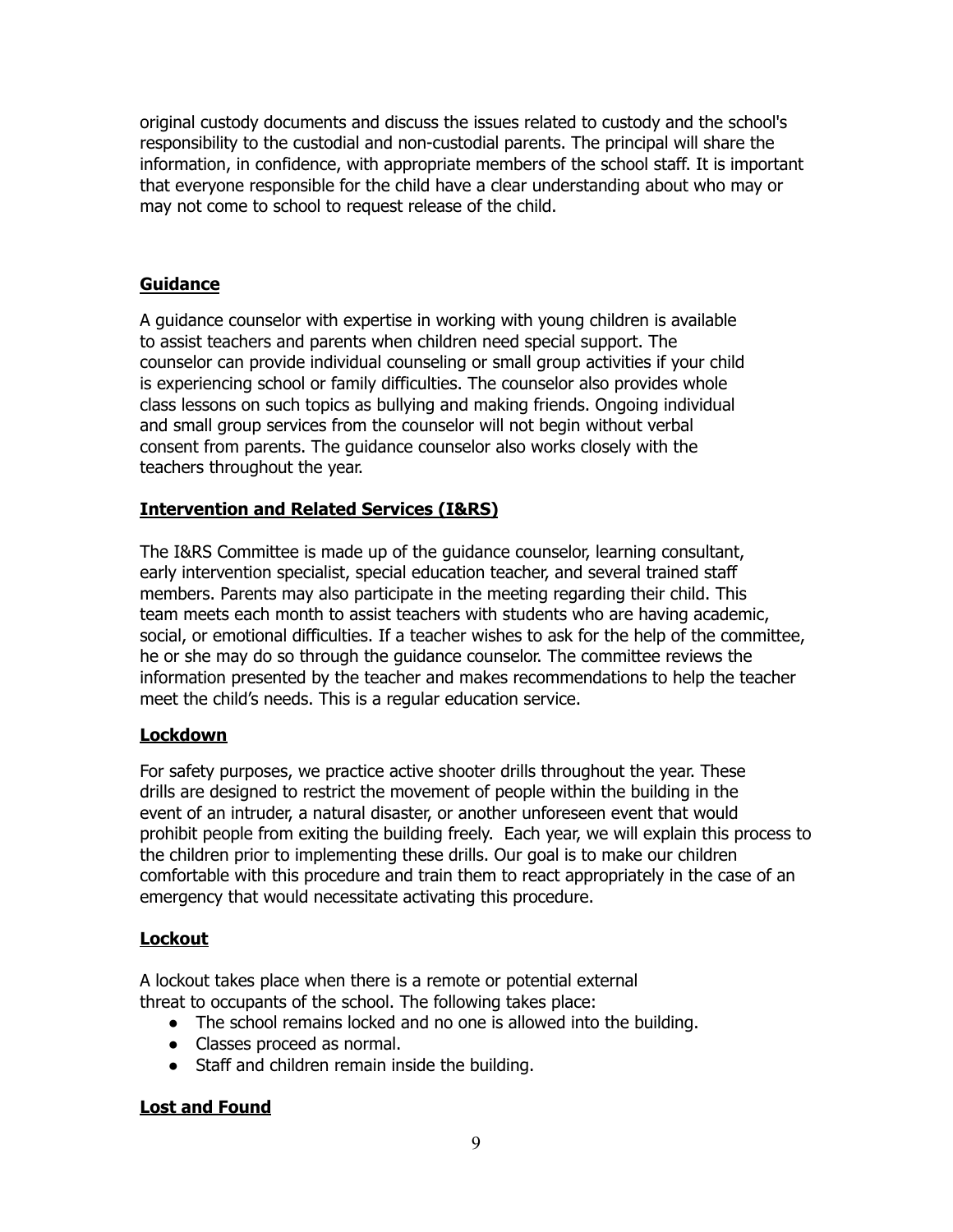original custody documents and discuss the issues related to custody and the school's responsibility to the custodial and non-custodial parents. The principal will share the information, in confidence, with appropriate members of the school staff. It is important that everyone responsible for the child have a clear understanding about who may or may not come to school to request release of the child.

## Guidance

A guidance counselor with expertise in working with young children is available to assist teachers and parents when children need special support. The counselor can provide individual counseling or small group activities if your child is experiencing school or family difficulties. The counselor also provides whole class lessons on such topics as bullying and making friends. Ongoing individual and small group services from the counselor will not begin without verbal consent from parents. The guidance counselor also works closely with the teachers throughout the year.

## Intervention and Related Services (I&RS)

The I&RS Committee is made up of the guidance counselor, learning consultant, early intervention specialist, special education teacher, and several trained staff members. Parents may also participate in the meeting regarding their child. This team meets each month to assist teachers with students who are having academic, social, or emotional difficulties. If a teacher wishes to ask for the help of the committee, he or she may do so through the guidance counselor. The committee reviews the information presented by the teacher and makes recommendations to help the teacher meet the child's needs. This is a regular education service.

## Lockdown

For safety purposes, we practice active shooter drills throughout the year. These drills are designed to restrict the movement of people within the building in the event of an intruder, a natural disaster, or another unforeseen event that would prohibit people from exiting the building freely. Each year, we will explain this process to the children prior to implementing these drills. Our goal is to make our children comfortable with this procedure and train them to react appropriately in the case of an emergency that would necessitate activating this procedure.

## Lockout

A lockout takes place when there is a remote or potential external threat to occupants of the school. The following takes place:

- The school remains locked and no one is allowed into the building.
- Classes proceed as normal.
- Staff and children remain inside the building.

## Lost and Found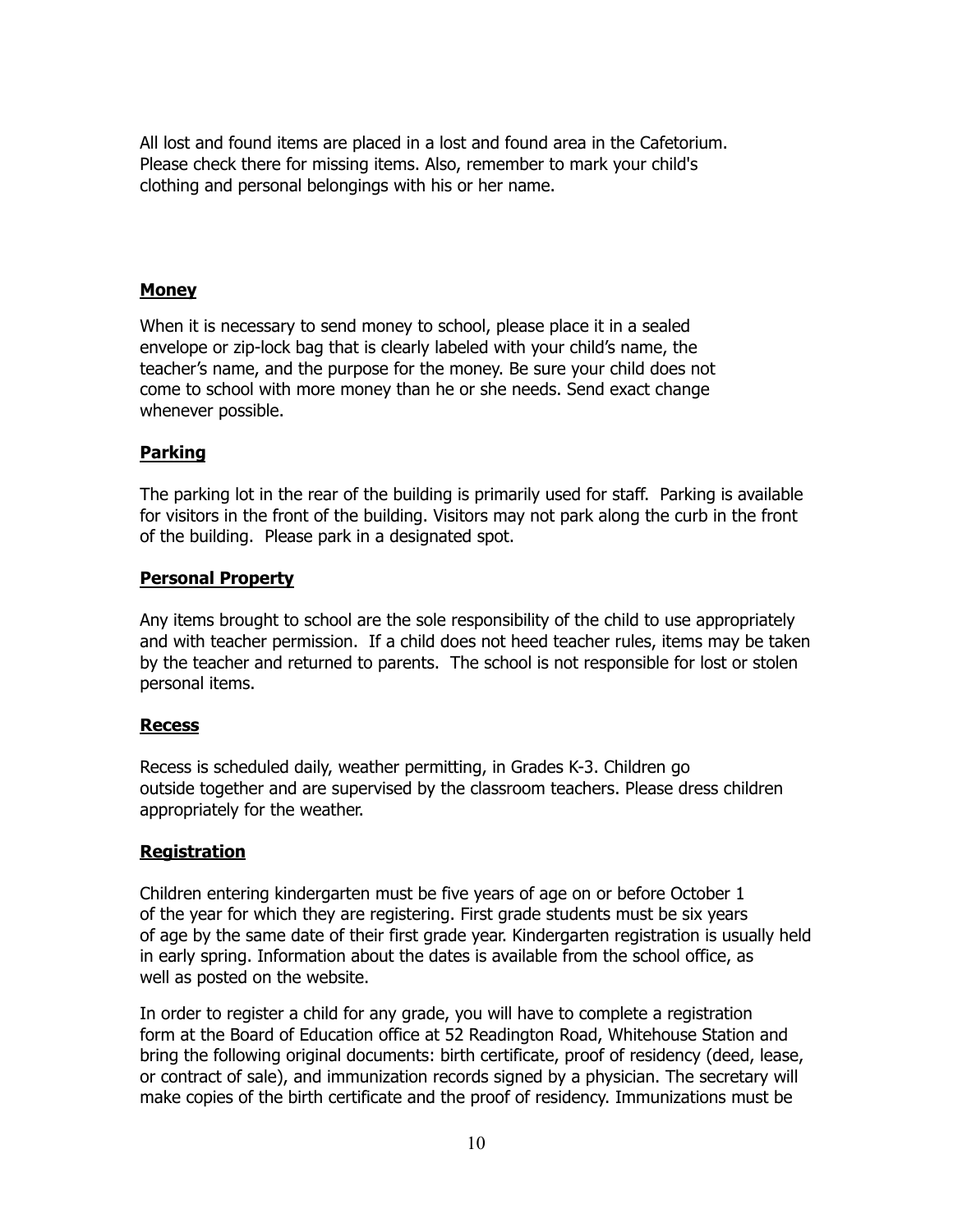All lost and found items are placed in a lost and found area in the Cafetorium. Please check there for missing items. Also, remember to mark your child's clothing and personal belongings with his or her name.

## Money

When it is necessary to send money to school, please place it in a sealed envelope or zip-lock bag that is clearly labeled with your child's name, the teacher's name, and the purpose for the money. Be sure your child does not come to school with more money than he or she needs. Send exact change whenever possible.

## Parking

The parking lot in the rear of the building is primarily used for staff. Parking is available for visitors in the front of the building. Visitors may not park along the curb in the front of the building. Please park in a designated spot.

## Personal Property

Any items brought to school are the sole responsibility of the child to use appropriately and with teacher permission. If a child does not heed teacher rules, items may be taken by the teacher and returned to parents. The school is not responsible for lost or stolen personal items.

## Recess

Recess is scheduled daily, weather permitting, in Grades K-3. Children go outside together and are supervised by the classroom teachers. Please dress children appropriately for the weather.

## Registration

Children entering kindergarten must be five years of age on or before October 1 of the year for which they are registering. First grade students must be six years of age by the same date of their first grade year. Kindergarten registration is usually held in early spring. Information about the dates is available from the school office, as well as posted on the website.

In order to register a child for any grade, you will have to complete a registration form at the Board of Education office at 52 Readington Road, Whitehouse Station and bring the following original documents: birth certificate, proof of residency (deed, lease, or contract of sale), and immunization records signed by a physician. The secretary will make copies of the birth certificate and the proof of residency. Immunizations must be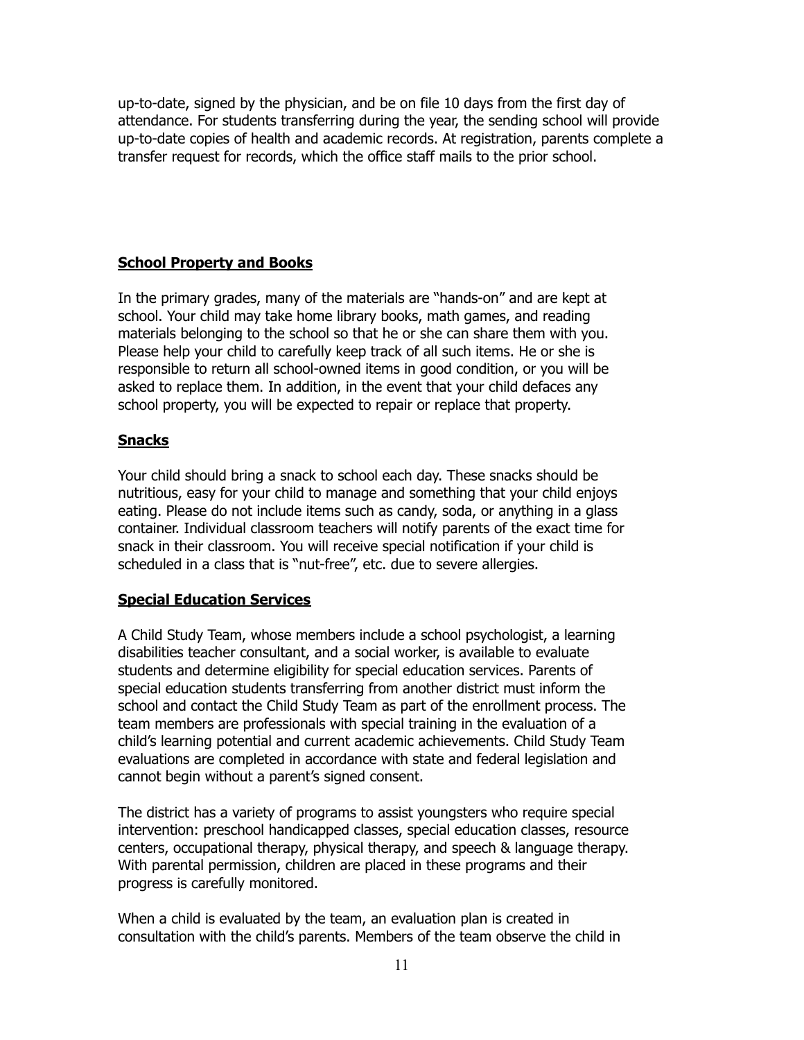up-to-date, signed by the physician, and be on file 10 days from the first day of attendance. For students transferring during the year, the sending school will provide up-to-date copies of health and academic records. At registration, parents complete a transfer request for records, which the office staff mails to the prior school.

## School Property and Books

In the primary grades, many of the materials are "hands-on" and are kept at school. Your child may take home library books, math games, and reading materials belonging to the school so that he or she can share them with you. Please help your child to carefully keep track of all such items. He or she is responsible to return all school-owned items in good condition, or you will be asked to replace them. In addition, in the event that your child defaces any school property, you will be expected to repair or replace that property.

## Snacks

Your child should bring a snack to school each day. These snacks should be nutritious, easy for your child to manage and something that your child enjoys eating. Please do not include items such as candy, soda, or anything in a glass container. Individual classroom teachers will notify parents of the exact time for snack in their classroom. You will receive special notification if your child is scheduled in a class that is "nut-free", etc. due to severe allergies.

## Special Education Services

A Child Study Team, whose members include a school psychologist, a learning disabilities teacher consultant, and a social worker, is available to evaluate students and determine eligibility for special education services. Parents of special education students transferring from another district must inform the school and contact the Child Study Team as part of the enrollment process. The team members are professionals with special training in the evaluation of a child's learning potential and current academic achievements. Child Study Team evaluations are completed in accordance with state and federal legislation and cannot begin without a parent's signed consent.

The district has a variety of programs to assist youngsters who require special intervention: preschool handicapped classes, special education classes, resource centers, occupational therapy, physical therapy, and speech & language therapy. With parental permission, children are placed in these programs and their progress is carefully monitored.

When a child is evaluated by the team, an evaluation plan is created in consultation with the child's parents. Members of the team observe the child in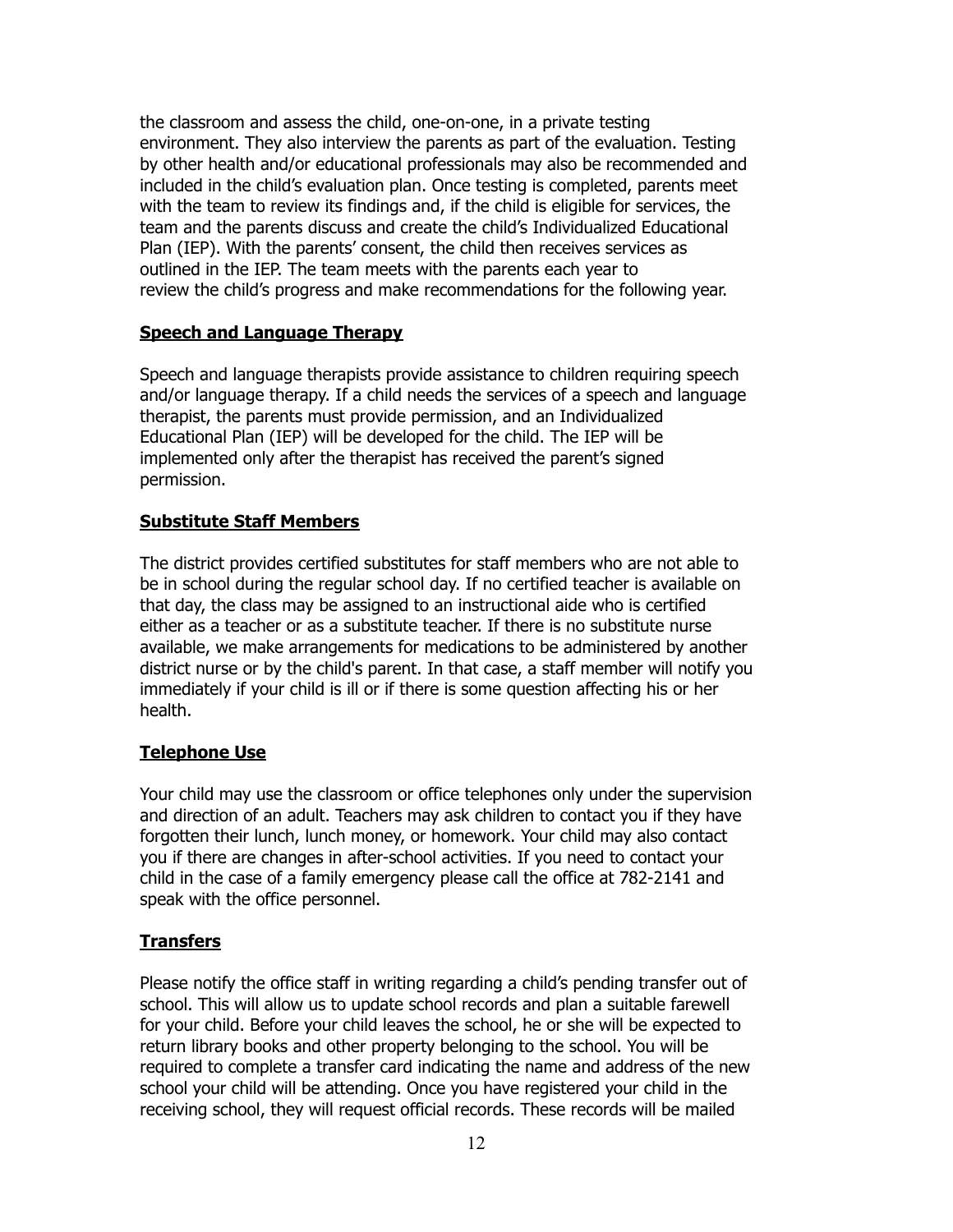the classroom and assess the child, one-on-one, in a private testing environment. They also interview the parents as part of the evaluation. Testing by other health and/or educational professionals may also be recommended and included in the child's evaluation plan. Once testing is completed, parents meet with the team to review its findings and, if the child is eligible for services, the team and the parents discuss and create the child's Individualized Educational Plan (IEP). With the parents' consent, the child then receives services as outlined in the IEP. The team meets with the parents each year to review the child's progress and make recommendations for the following year.

## **Speech and Language Therapy**

Speech and language therapists provide assistance to children requiring speech and/or language therapy. If a child needs the services of a speech and language therapist, the parents must provide permission, and an Individualized Educational Plan (IEP) will be developed for the child. The IEP will be implemented only after the therapist has received the parent's signed permission.

## **Substitute Staff Members**

The district provides certified substitutes for staff members who are not able to be in school during the regular school day. If no certified teacher is available on that day, the class may be assigned to an instructional aide who is certified either as a teacher or as a substitute teacher. If there is no substitute nurse available, we make arrangements for medications to be administered by another district nurse or by the child's parent. In that case, a staff member will notify you immediately if your child is ill or if there is some question affecting his or her health.

## **Telephone Use**

Your child may use the classroom or office telephones only under the supervision and direction of an adult. Teachers may ask children to contact you if they have forgotten their lunch, lunch money, or homework. Your child may also contact you if there are changes in after-school activities. If you need to contact your child in the case of a family emergency please call the office at 782-2141 and speak with the office personnel.

## **Transfers**

Please notify the office staff in writing regarding a child's pending transfer out of school. This will allow us to update school records and plan a suitable farewell for your child. Before your child leaves the school, he or she will be expected to return library books and other property belonging to the school. You will be required to complete a transfer card indicating the name and address of the new school your child will be attending. Once you have registered your child in the receiving school, they will request official records. These records will be mailed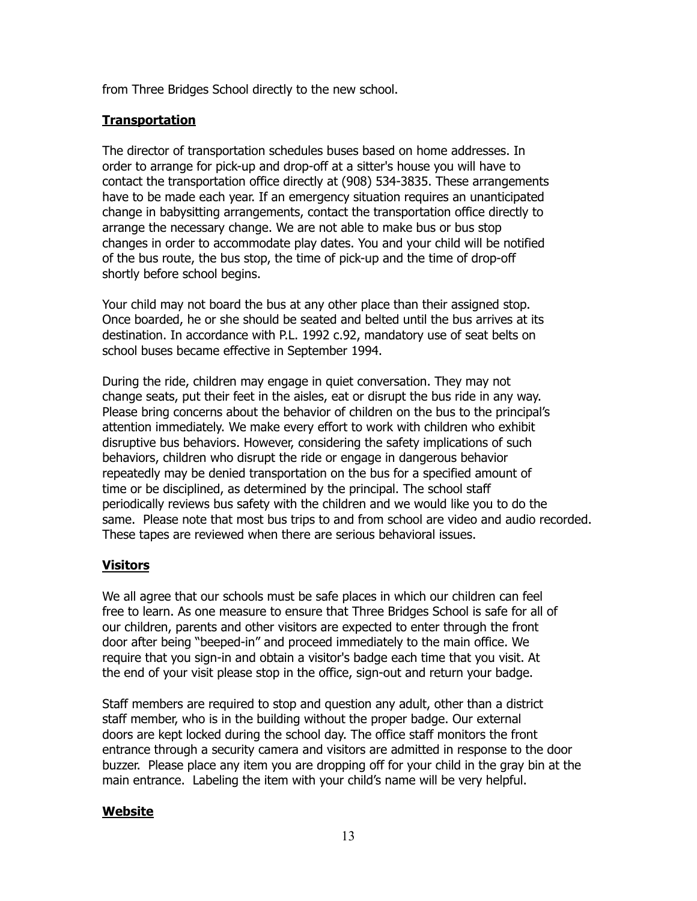from Three Bridges School directly to the new school.

## **Transportation**

The director of transportation schedules buses based on home addresses. In order to arrange for pick-up and drop-off at a sitter's house you will have to contact the transportation office directly at (908) 534-3835. These arrangements have to be made each year. If an emergency situation requires an unanticipated change in babysitting arrangements, contact the transportation office directly to arrange the necessary change. We are not able to make bus or bus stop changes in order to accommodate play dates. You and your child will be notified of the bus route, the bus stop, the time of pick-up and the time of drop-off shortly before school begins.

Your child may not board the bus at any other place than their assigned stop. Once boarded, he or she should be seated and belted until the bus arrives at its destination. In accordance with P.L. 1992 c.92, mandatory use of seat belts on school buses became effective in September 1994.

During the ride, children may engage in quiet conversation. They may not change seats, put their feet in the aisles, eat or disrupt the bus ride in any way. Please bring concerns about the behavior of children on the bus to the principal's attention immediately. We make every effort to work with children who exhibit disruptive bus behaviors. However, considering the safety implications of such behaviors, children who disrupt the ride or engage in dangerous behavior repeatedly may be denied transportation on the bus for a specified amount of time or be disciplined, as determined by the principal. The school staff periodically reviews bus safety with the children and we would like you to do the same. Please note that most bus trips to and from school are video and audio recorded. These tapes are reviewed when there are serious behavioral issues.

## **Visitors**

We all agree that our schools must be safe places in which our children can feel free to learn. As one measure to ensure that Three Bridges School is safe for all of our children, parents and other visitors are expected to enter through the front door after being "beeped-in" and proceed immediately to the main office. We require that you sign-in and obtain a visitor's badge each time that you visit. At the end of your visit please stop in the office, sign-out and return your badge.

Staff members are required to stop and question any adult, other than a district staff member, who is in the building without the proper badge. Our external doors are kept locked during the school day. The office staff monitors the front entrance through a security camera and visitors are admitted in response to the door buzzer. Please place any item you are dropping off for your child in the gray bin at the main entrance. Labeling the item with your child's name will be very helpful.

## **Website**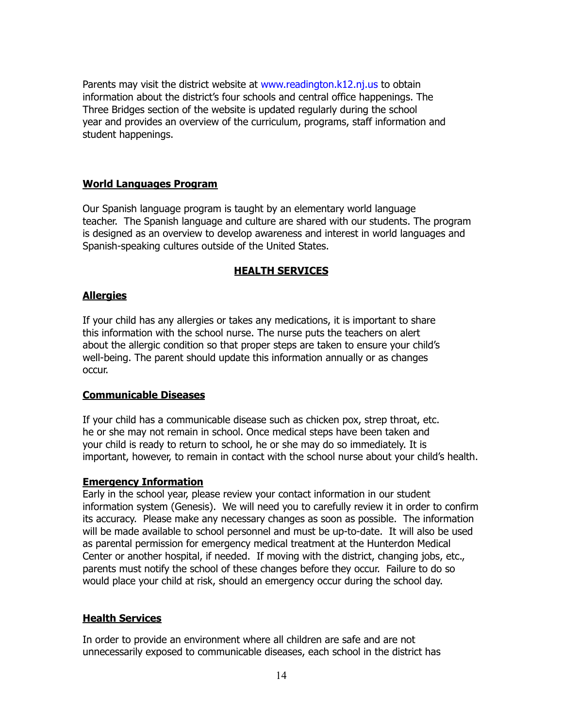Parents may visit the district website at www.readington.k12.nj.us to obtain information about the district's four schools and central office happenings. The Three Bridges section of the website is updated regularly during the school year and provides an overview of the curriculum, programs, staff information and student happenings.

### World Languages Program

Our Spanish language program is taught by an elementary world language teacher. The Spanish language and culture are shared with our students. The program is designed as an overview to develop awareness and interest in world languages and Spanish-speaking cultures outside of the United States.

## HEALTH SERVICES

### Allergies

If your child has any allergies or takes any medications, it is important to share this information with the school nurse. The nurse puts the teachers on alert about the allergic condition so that proper steps are taken to ensure your child's well-being. The parent should update this information annually or as changes occur.

### Communicable Diseases

If your child has a communicable disease such as chicken pox, strep throat, etc. he or she may not remain in school. Once medical steps have been taken and your child is ready to return to school, he or she may do so immediately. It is important, however, to remain in contact with the school nurse about your child's health.

### Emergency Information

Early in the school year, please review your contact information in our student information system (Genesis). We will need you to carefully review it in order to confirm its accuracy. Please make any necessary changes as soon as possible. The information will be made available to school personnel and must be up-to-date. It will also be used as parental permission for emergency medical treatment at the Hunterdon Medical Center or another hospital, if needed. If moving with the district, changing jobs, etc., parents must notify the school of these changes before they occur. Failure to do so would place your child at risk, should an emergency occur during the school day.

### Health Services

In order to provide an environment where all children are safe and are not unnecessarily exposed to communicable diseases, each school in the district has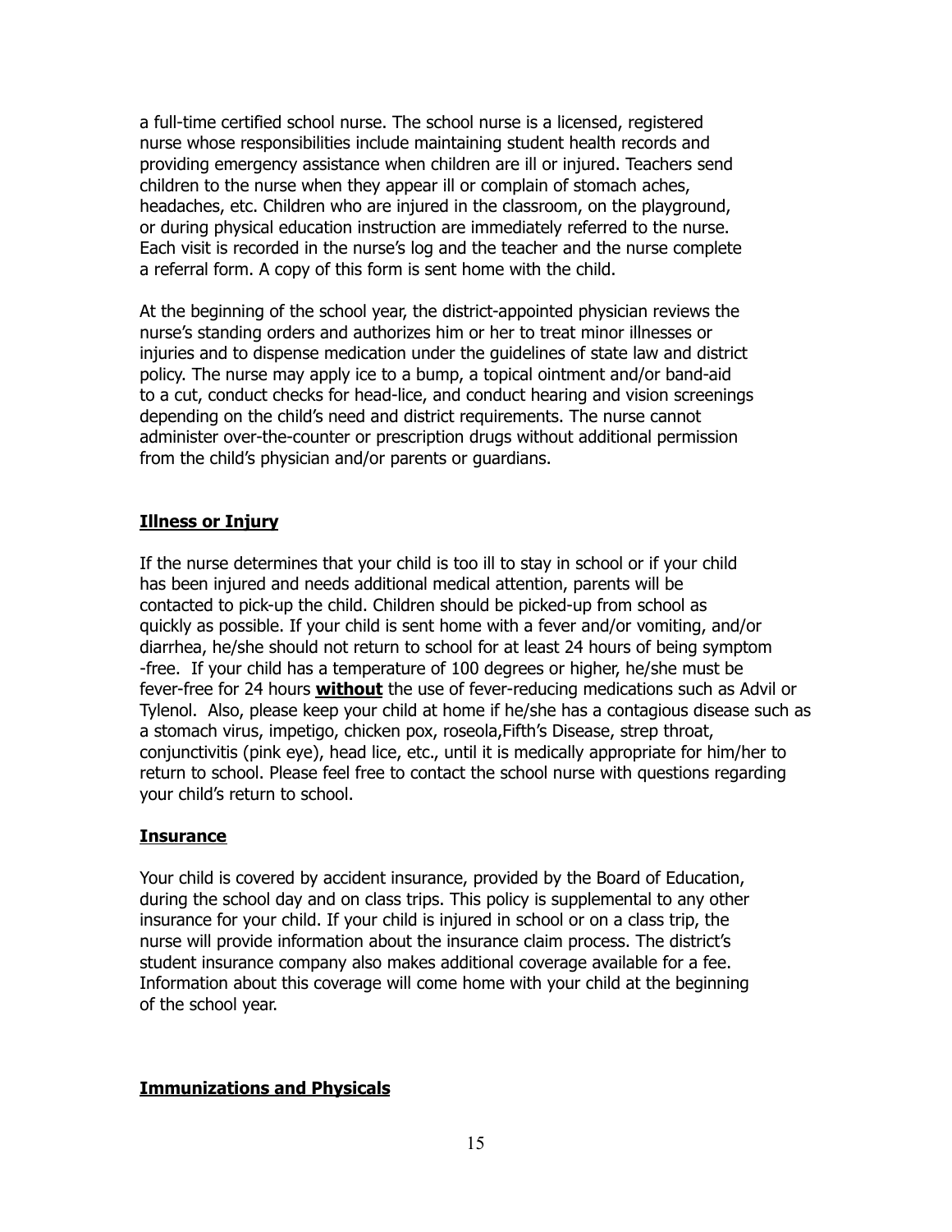a full-time certified school nurse. The school nurse is a licensed, registered nurse whose responsibilities include maintaining student health records and providing emergency assistance when children are ill or injured. Teachers send children to the nurse when they appear ill or complain of stomach aches, headaches, etc. Children who are injured in the classroom, on the playground, or during physical education instruction are immediately referred to the nurse. Each visit is recorded in the nurse's log and the teacher and the nurse complete a referral form. A copy of this form is sent home with the child.

At the beginning of the school year, the district-appointed physician reviews the nurse's standing orders and authorizes him or her to treat minor illnesses or injuries and to dispense medication under the guidelines of state law and district policy. The nurse may apply ice to a bump, a topical ointment and/or band-aid to a cut, conduct checks for head-lice, and conduct hearing and vision screenings depending on the child's need and district requirements. The nurse cannot administer over-the-counter or prescription drugs without additional permission from the child's physician and/or parents or guardians.

## Illness or Injury

If the nurse determines that your child is too ill to stay in school or if your child has been injured and needs additional medical attention, parents will be contacted to pick-up the child. Children should be picked-up from school as quickly as possible. If your child is sent home with a fever and/or vomiting, and/or diarrhea, he/she should not return to school for at least 24 hours of being symptom -free. If your child has a temperature of 100 degrees or higher, he/she must be fever-free for 24 hours **without** the use of fever-reducing medications such as Advil or Tylenol. Also, please keep your child at home if he/she has a contagious disease such as a stomach virus, impetigo, chicken pox, roseola,Fifth's Disease, strep throat, conjunctivitis (pink eye), head lice, etc., until it is medically appropriate for him/her to return to school. Please feel free to contact the school nurse with questions regarding your child's return to school.

## Insurance

Your child is covered by accident insurance, provided by the Board of Education, during the school day and on class trips. This policy is supplemental to any other insurance for your child. If your child is injured in school or on a class trip, the nurse will provide information about the insurance claim process. The district's student insurance company also makes additional coverage available for a fee. Information about this coverage will come home with your child at the beginning of the school year.

## Immunizations and Physicals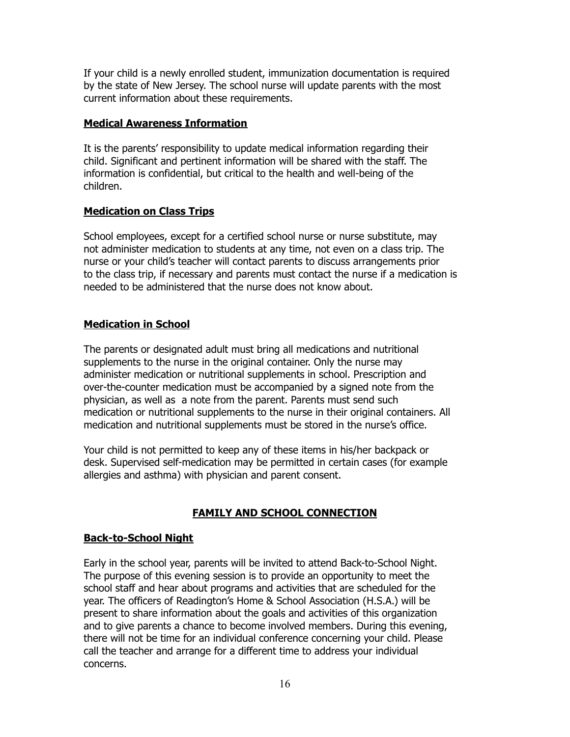If your child is a newly enrolled student, immunization documentation is required by the state of New Jersey. The school nurse will update parents with the most current information about these requirements.

**Medical Awareness Information**

It is the parents' responsibility to update medical information regarding their child. Significant and pertinent information will be shared with the staff. The information is confidential, but critical to the health and well-being of the children.

**Medication on Class Trips**

School employees, except for a certified school nurse or nurse substitute, may not administer medication to students at any time, not even on a class trip. The nurse or your child's teacher will contact parents to discuss arrangements prior to the class trip, if necessary and parents must contact the nurse if a medication is needed to be administered that the nurse does not know about.

**Medication in School**

The parents or designated adult must bring all medications and nutritional supplements to the nurse in the original container. Only the nurse may administer medication or nutritional supplements in school. Prescription and over-the-counter medication must be accompanied by a signed note from the physician, as well as a note from the parent. Parents must send such medication or nutritional supplements to the nurse in their original containers. All medication and nutritional supplements must be stored in the nurse's office.

Your child is not permitted to keep any of these items in his/her backpack or desk. Supervised self-medication may be permitted in certain cases (for example allergies and asthma) with physician and parent consent.

## FAMILY AND SCHOOL CONNECTION

**Back-to-School Night**

Early in the school year, parents will be invited to attend Back-to-School Night. The purpose of this evening session is to provide an opportunity to meet the school staff and hear about programs and activities that are scheduled for the year. The officers of Readington's Home & School Association (H.S.A.) will be present to share information about the goals and activities of this organization and to give parents a chance to become involved members. During this evening, there will not be time for an individual conference concerning your child. Please call the teacher and arrange for a different time to address your individual concerns.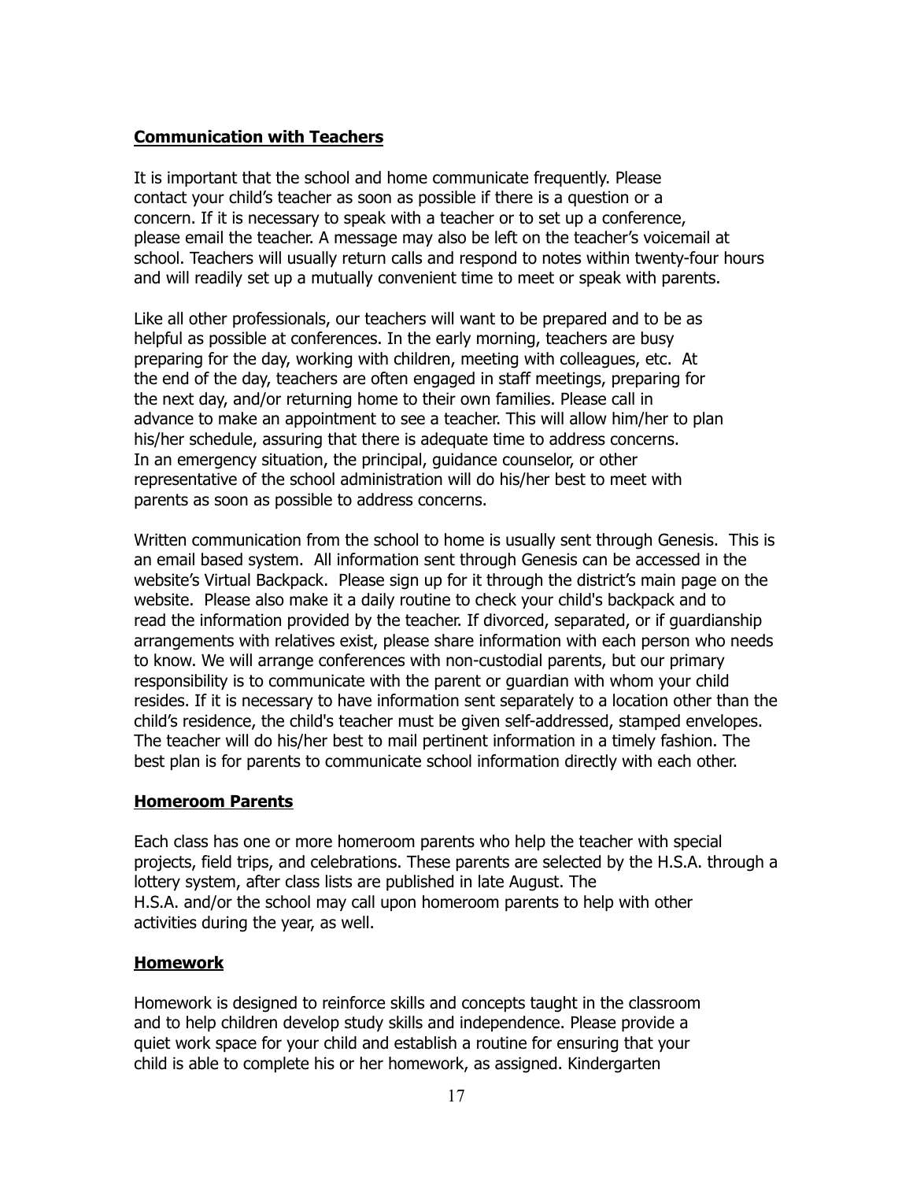**Communication with Teachers**

It is important that the school and home communicate frequently. Please contact your child's teacher as soon as possible if there is a question or a concern. If it is necessary to speak with a teacher or to set up a conference, please email the teacher. A message may also be left on the teacher's voicemail at school. Teachers will usually return calls and respond to notes within twenty-four hours and will readily set up a mutually convenient time to meet or speak with parents.

Like all other professionals, our teachers will want to be prepared and to be as helpful as possible at conferences. In the early morning, teachers are busy preparing for the day, working with children, meeting with colleagues, etc. At the end of the day, teachers are often engaged in staff meetings, preparing for the next day, and/or returning home to their own families. Please call in advance to make an appointment to see a teacher. This will allow him/her to plan his/her schedule, assuring that there is adequate time to address concerns. In an emergency situation, the principal, guidance counselor, or other representative of the school administration will do his/her best to meet with parents as soon as possible to address concerns.

Written communication from the school to home is usually sent through Genesis. This is an email based system. All information sent through Genesis can be accessed in the website's Virtual Backpack. Please sign up for it through the district's main page on the website. Please also make it a daily routine to check your child's backpack and to read the information provided by the teacher. If divorced, separated, or if guardianship arrangements with relatives exist, please share information with each person who needs to know. We will arrange conferences with non-custodial parents, but our primary responsibility is to communicate with the parent or guardian with whom your child resides. If it is necessary to have information sent separately to a location other than the child's residence, the child's teacher must be given self-addressed, stamped envelopes. The teacher will do his/her best to mail pertinent information in a timely fashion. The best plan is for parents to communicate school information directly with each other.

**Homeroom Parents**

Each class has one or more homeroom parents who help the teacher with special projects, field trips, and celebrations. These parents are selected by the H.S.A. through a lottery system, after class lists are published in late August. The H.S.A. and/or the school may call upon homeroom parents to help with other activities during the year, as well.

**Homework**

Homework is designed to reinforce skills and concepts taught in the classroom and to help children develop study skills and independence. Please provide a quiet work space for your child and establish a routine for ensuring that your child is able to complete his or her homework, as assigned. Kindergarten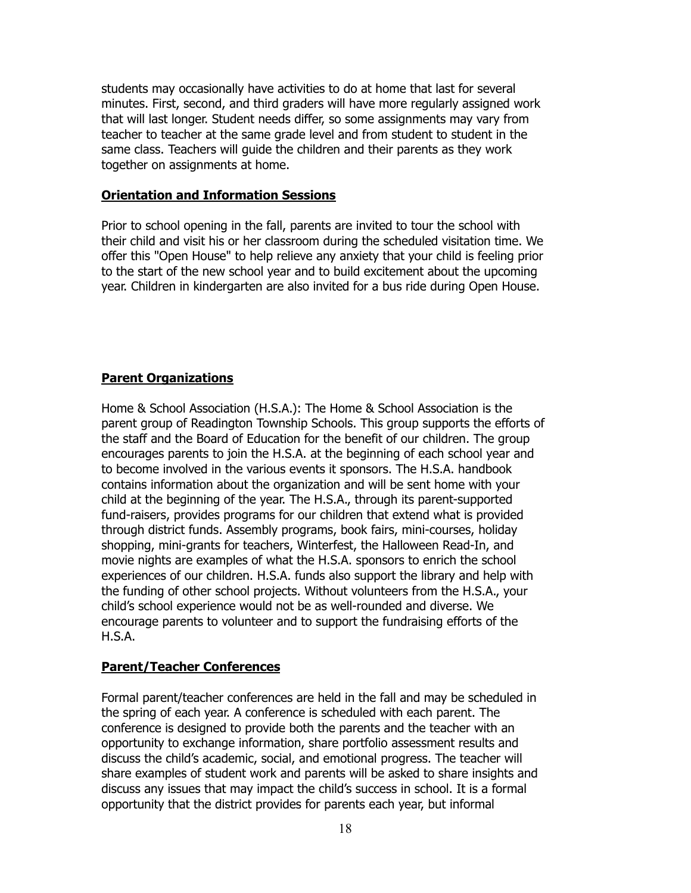students may occasionally have activities to do at home that last for several minutes. First, second, and third graders will have more regularly assigned work that will last longer. Student needs differ, so some assignments may vary from teacher to teacher at the same grade level and from student to student in the same class. Teachers will guide the children and their parents as they work together on assignments at home.

**Orientation and Information Sessions**

Prior to school opening in the fall, parents are invited to tour the school with their child and visit his or her classroom during the scheduled visitation time. We offer this "Open House" to help relieve any anxiety that your child is feeling prior to the start of the new school year and to build excitement about the upcoming year. Children in kindergarten are also invited for a bus ride during Open House.

**Parent Organizations**

Home & School Association (H.S.A.): The Home & School Association is the parent group of Readington Township Schools. This group supports the efforts of the staff and the Board of Education for the benefit of our children. The group encourages parents to join the H.S.A. at the beginning of each school year and to become involved in the various events it sponsors. The H.S.A. handbook contains information about the organization and will be sent home with your child at the beginning of the year. The H.S.A., through its parent-supported fund-raisers, provides programs for our children that extend what is provided through district funds. Assembly programs, book fairs, mini-courses, holiday shopping, mini-grants for teachers, Winterfest, the Halloween Read-In, and movie nights are examples of what the H.S.A. sponsors to enrich the school experiences of our children. H.S.A. funds also support the library and help with the funding of other school projects. Without volunteers from the H.S.A., your child's school experience would not be as well-rounded and diverse. We encourage parents to volunteer and to support the fundraising efforts of the H.S.A.

**Parent/Teacher Conferences**

Formal parent/teacher conferences are held in the fall and may be scheduled in the spring of each year. A conference is scheduled with each parent. The conference is designed to provide both the parents and the teacher with an opportunity to exchange information, share portfolio assessment results and discuss the child's academic, social, and emotional progress. The teacher will share examples of student work and parents will be asked to share insights and discuss any issues that may impact the child's success in school. It is a formal opportunity that the district provides for parents each year, but informal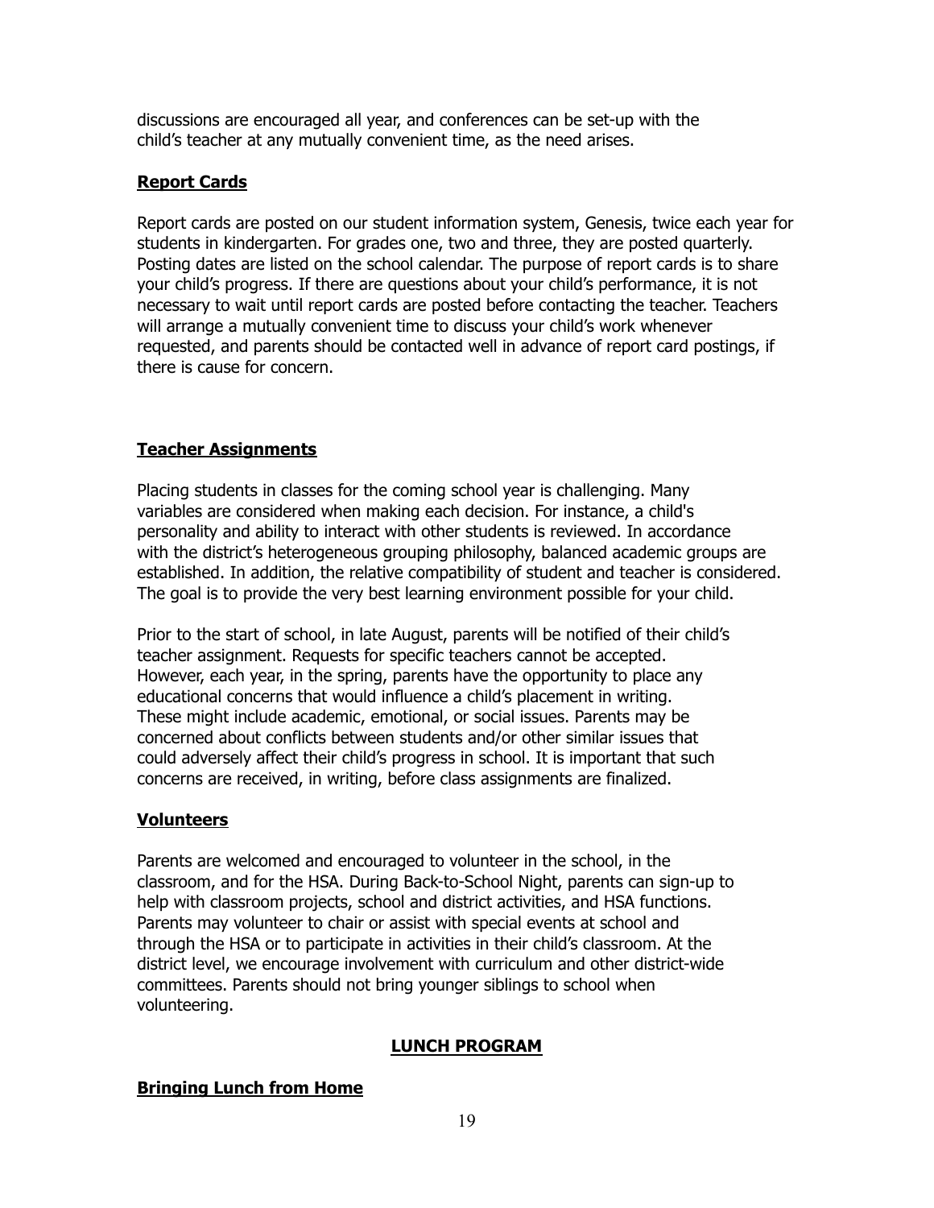discussions are encouraged all year, and conferences can be set-up with the child's teacher at any mutually convenient time, as the need arises.

### Report Cards

Report cards are posted on our student information system, Genesis, twice each year for students in kindergarten. For grades one, two and three, they are posted quarterly. Posting dates are listed on the school calendar. The purpose of report cards is to share your child's progress. If there are questions about your child's performance, it is not necessary to wait until report cards are posted before contacting the teacher. Teachers will arrange a mutually convenient time to discuss your child's work whenever requested, and parents should be contacted well in advance of report card postings, if there is cause for concern.

### Teacher Assignments

Placing students in classes for the coming school year is challenging. Many variables are considered when making each decision. For instance, a child's personality and ability to interact with other students is reviewed. In accordance with the district's heterogeneous grouping philosophy, balanced academic groups are established. In addition, the relative compatibility of student and teacher is considered. The goal is to provide the very best learning environment possible for your child.

Prior to the start of school, in late August, parents will be notified of their child's teacher assignment. Requests for specific teachers cannot be accepted. However, each year, in the spring, parents have the opportunity to place any educational concerns that would influence a child's placement in writing. These might include academic, emotional, or social issues. Parents may be concerned about conflicts between students and/or other similar issues that could adversely affect their child's progress in school. It is important that such concerns are received, in writing, before class assignments are finalized.

### Volunteers

Parents are welcomed and encouraged to volunteer in the school, in the classroom, and for the HSA. During Back-to-School Night, parents can sign-up to help with classroom projects, school and district activities, and HSA functions. Parents may volunteer to chair or assist with special events at school and through the HSA or to participate in activities in their child's classroom. At the district level, we encourage involvement with curriculum and other district-wide committees. Parents should not bring younger siblings to school when volunteering.

## LUNCH PROGRAM

### Bringing Lunch from Home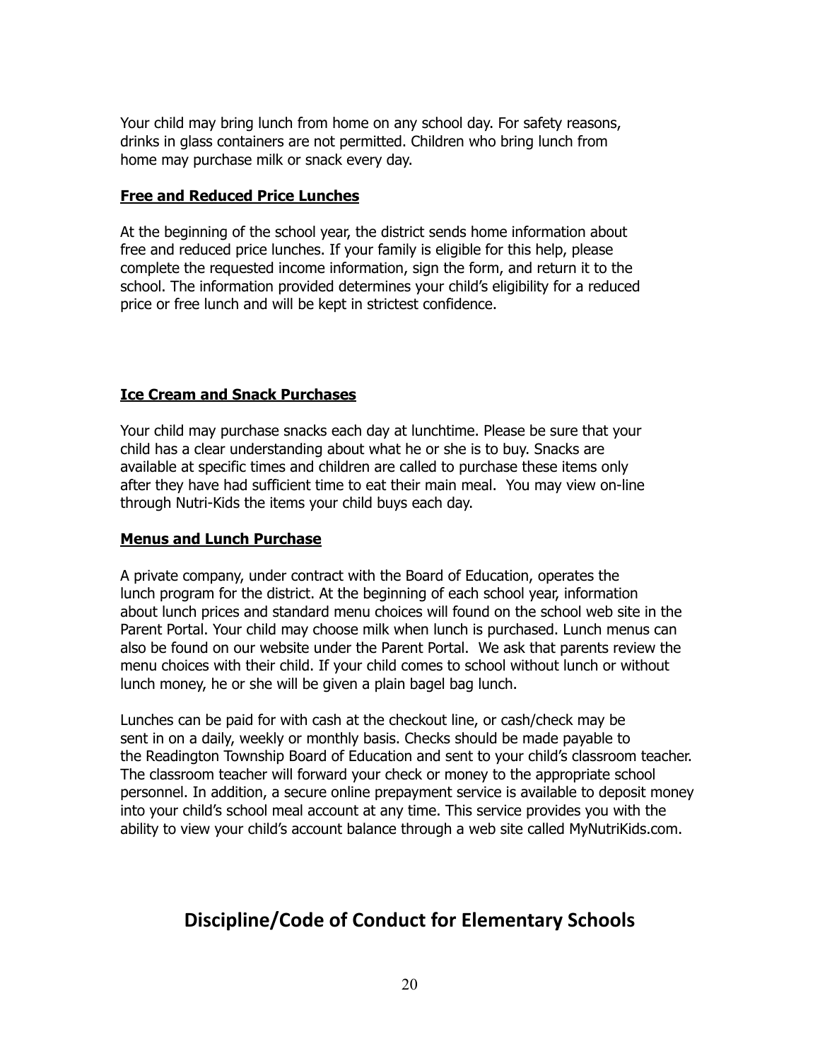Your child may bring lunch from home on any school day. For safety reasons, drinks in glass containers are not permitted. Children who bring lunch from home may purchase milk or snack every day.

**Free and Reduced Price Lunches**

At the beginning of the school year, the district sends home information about free and reduced price lunches. If your family is eligible for this help, please complete the requested income information, sign the form, and return it to the school. The information provided determines your child's eligibility for a reduced price or free lunch and will be kept in strictest confidence.

**Ice Cream and Snack Purchases**

Your child may purchase snacks each day at lunchtime. Please be sure that your child has a clear understanding about what he or she is to buy. Snacks are available at specific times and children are called to purchase these items only after they have had sufficient time to eat their main meal. You may view on-line through Nutri-Kids the items your child buys each day.

**Menus and Lunch Purchase**

A private company, under contract with the Board of Education, operates the lunch program for the district. At the beginning of each school year, information about lunch prices and standard menu choices will found on the school web site in the Parent Portal. Your child may choose milk when lunch is purchased. Lunch menus can also be found on our website under the Parent Portal. We ask that parents review the menu choices with their child. If your child comes to school without lunch or without lunch money, he or she will be given a plain bagel bag lunch.

Lunches can be paid for with cash at the checkout line, or cash/check may be sent in on a daily, weekly or monthly basis. Checks should be made payable to the Readington Township Board of Education and sent to your child's classroom teacher. The classroom teacher will forward your check or money to the appropriate school personnel. In addition, a secure online prepayment service is available to deposit money into your child's school meal account at any time. This service provides you with the ability to view your child's account balance through a web site called MyNutriKids.com.

## Discipline/Code of Conduct for Elementary Schools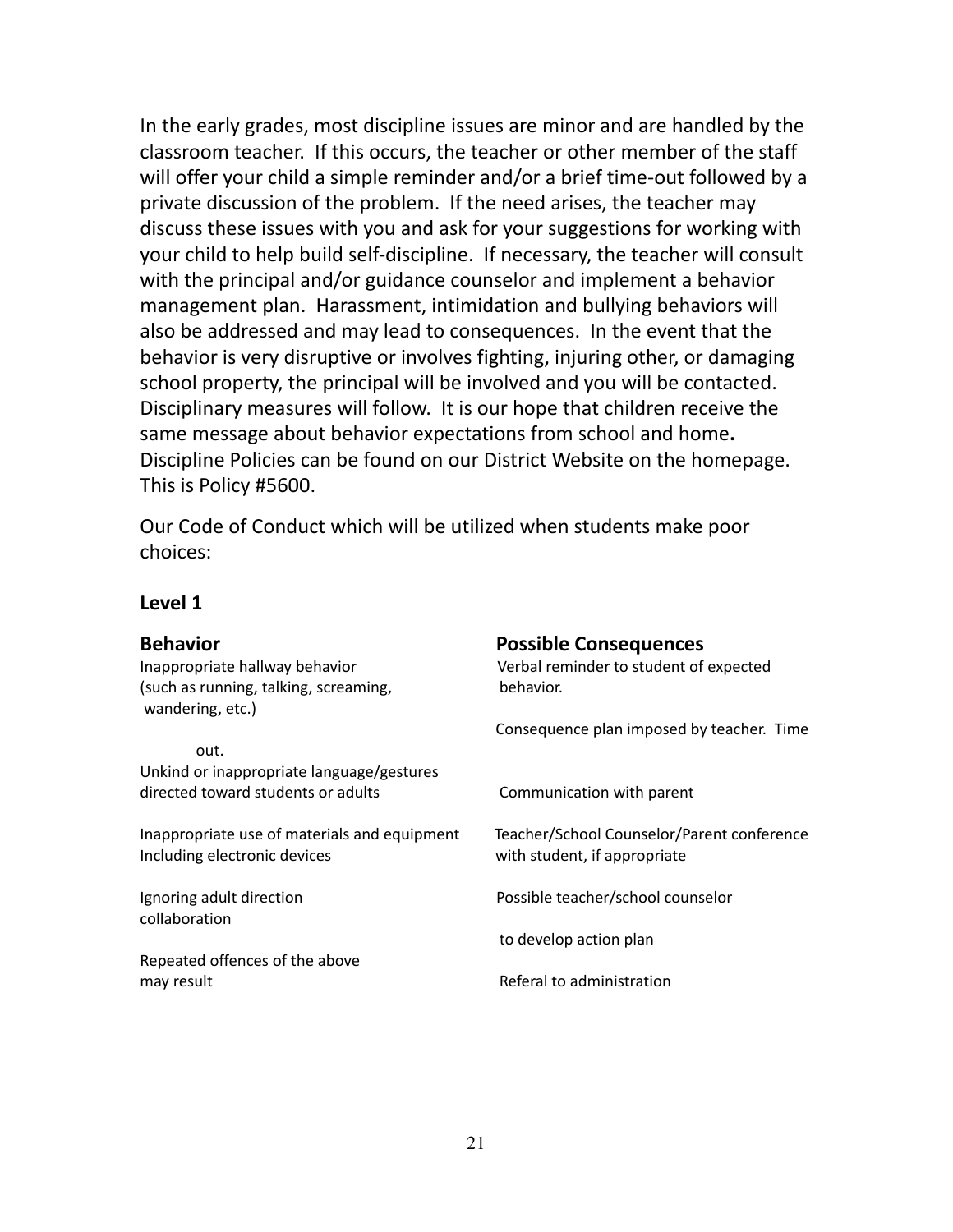In the early grades, most discipline issues are minor and are handled by the classroom teacher. If this occurs, the teacher or other member of the staff will offer your child a simple reminder and/or a brief time-out followed by a private discussion of the problem. If the need arises, the teacher may discuss these issues with you and ask for your suggestions for working with your child to help build self-discipline. If necessary, the teacher will consult with the principal and/or guidance counselor and implement a behavior management plan. Harassment, intimidation and bullying behaviors will also be addressed and may lead to consequences. In the event that the behavior is very disruptive or involves fighting, injuring other, or damaging school property, the principal will be involved and you will be contacted. Disciplinary measures will follow. It is our hope that children receive the same message about behavior expectations from school and home**.** Discipline Policies can be found on our District Website on the homepage. This is Policy #5600.

Our Code of Conduct which will be utilized when students make poor choices:

### Level 1

| **Behavior** | **Possible Consequences** |
|---|---|
| Inappropriate hallway behavior (such as running, talking, screaming, wandering, etc.) | Verbal reminder to student of expected behavior. |
| | Consequence plan imposed by teacher. Time out. |
| Unkind or inappropriate language/gestures directed toward students or adults | Communication with parent |
| Inappropriate use of materials and equipment Including electronic devices | Teacher/School Counselor/Parent conference with student, if appropriate |
| Ignoring adult direction | Possible teacher/school counselor collaboration to develop action plan |
| Repeated offences of the above may result | Referal to administration |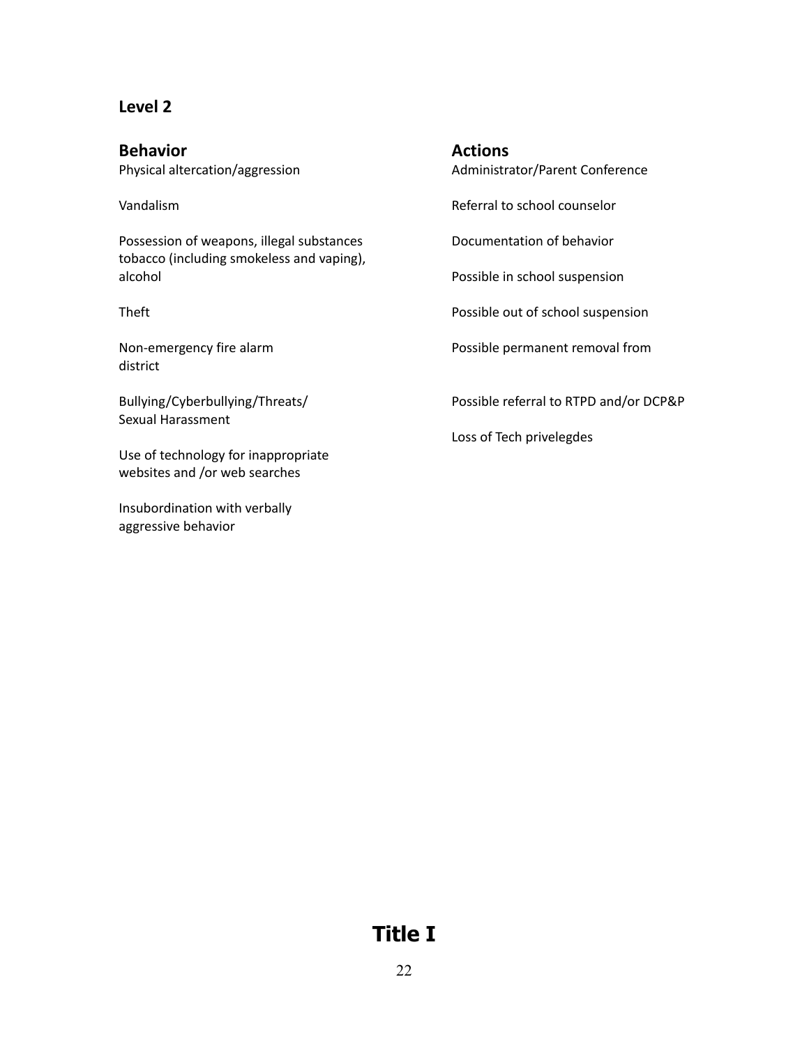## Level 2

| **Behavior** | **Actions** |
| --- | --- |
| Physical altercation/aggression | Administrator/Parent Conference |
| Vandalism | Referral to school counselor |
| Possession of weapons, illegal substances tobacco (including smokeless and vaping), alcohol | Documentation of behavior |
| Theft | Possible in school suspension |
| Non-emergency fire alarm | Possible out of school suspension |
| Bullying/Cyberbullying/Threats/ Sexual Harassment | Possible permanent removal from district |
| Use of technology for inappropriate websites and /or web searches | Possible referral to RTPD and/or DCP&P |
| Insubordination with verbally aggressive behavior | Loss of Tech privelegdes |

# Title I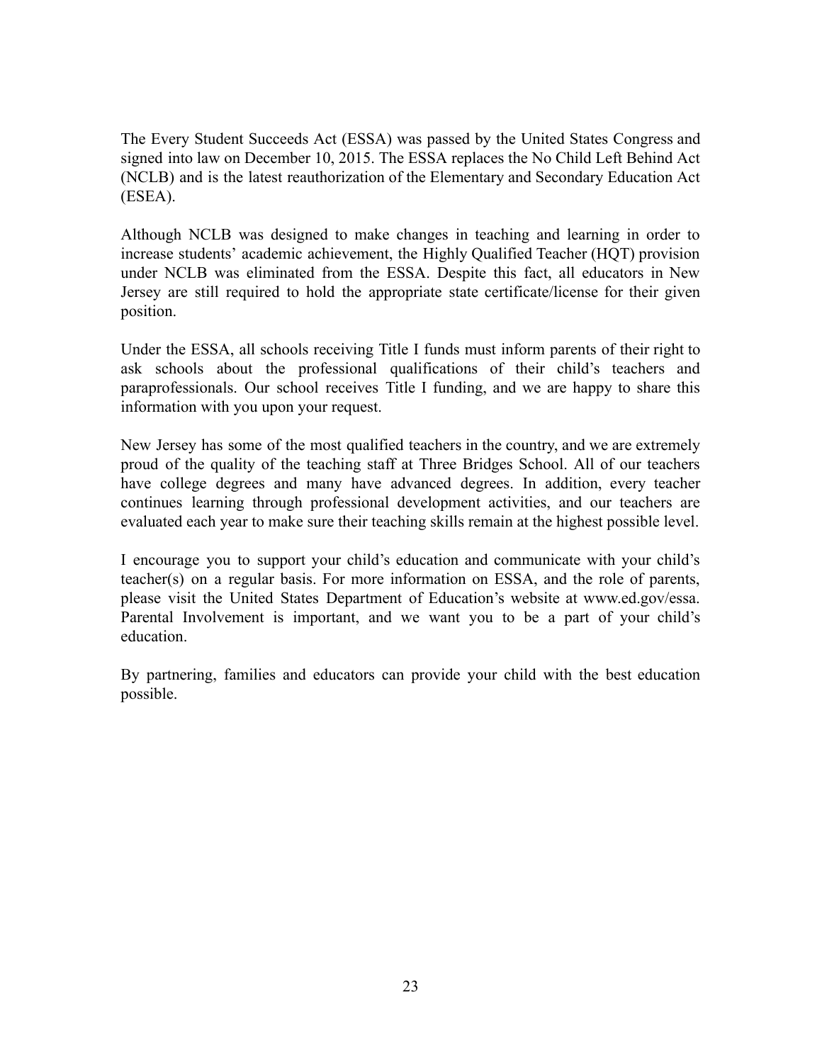The Every Student Succeeds Act (ESSA) was passed by the United States Congress and signed into law on December 10, 2015. The ESSA replaces the No Child Left Behind Act (NCLB) and is the latest reauthorization of the Elementary and Secondary Education Act (ESEA).

Although NCLB was designed to make changes in teaching and learning in order to increase students' academic achievement, the Highly Qualified Teacher (HQT) provision under NCLB was eliminated from the ESSA. Despite this fact, all educators in New Jersey are still required to hold the appropriate state certificate/license for their given position.

Under the ESSA, all schools receiving Title I funds must inform parents of their right to ask schools about the professional qualifications of their child's teachers and paraprofessionals. Our school receives Title I funding, and we are happy to share this information with you upon your request.

New Jersey has some of the most qualified teachers in the country, and we are extremely proud of the quality of the teaching staff at Three Bridges School. All of our teachers have college degrees and many have advanced degrees. In addition, every teacher continues learning through professional development activities, and our teachers are evaluated each year to make sure their teaching skills remain at the highest possible level.

I encourage you to support your child's education and communicate with your child's teacher(s) on a regular basis. For more information on ESSA, and the role of parents, please visit the United States Department of Education's website at www.ed.gov/essa. Parental Involvement is important, and we want you to be a part of your child's education.

By partnering, families and educators can provide your child with the best education possible.